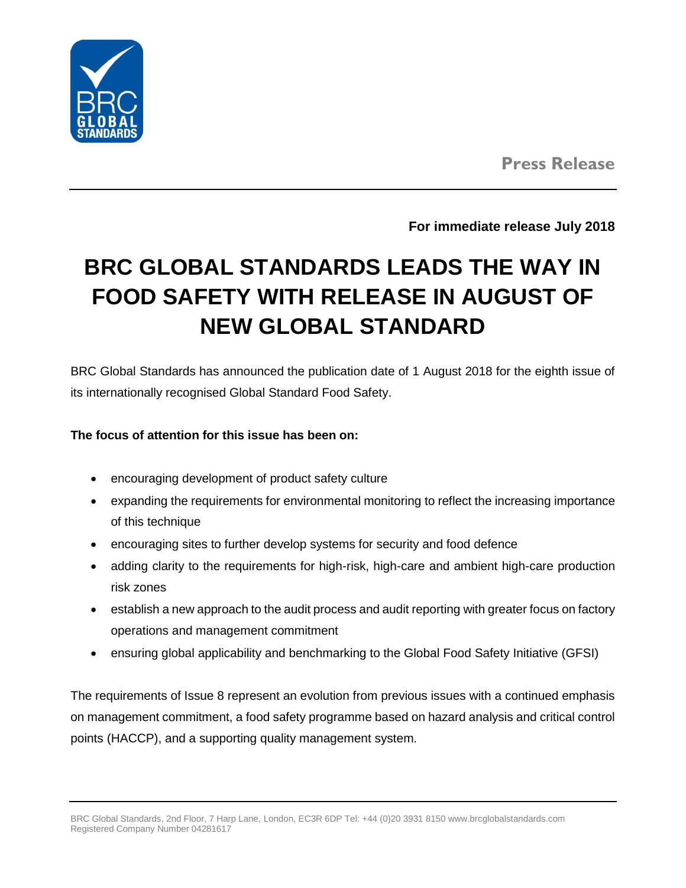Press Release

**For immediate release July 2018**

# BRC GLOBAL STANDARDS LEADS THE WAY IN FOOD SAFETY WITH RELEASE IN AUGUST OF NEW GLOBAL STANDARD

BRC Global Standards has announced the publication date of 1 August 2018 for the eighth issue of its internationally recognised Global Standard Food Safety.

**The focus of attention for this issue has been on:**

- encouraging development of product safety culture
- expanding the requirements for environmental monitoring to reflect the increasing importance of this technique
- encouraging sites to further develop systems for security and food defence
- adding clarity to the requirements for high-risk, high-care and ambient high-care production risk zones
- establish a new approach to the audit process and audit reporting with greater focus on factory operations and management commitment
- ensuring global applicability and benchmarking to the Global Food Safety Initiative (GFSI)

The requirements of Issue 8 represent an evolution from previous issues with a continued emphasis on management commitment, a food safety programme based on hazard analysis and critical control points (HACCP), and a supporting quality management system.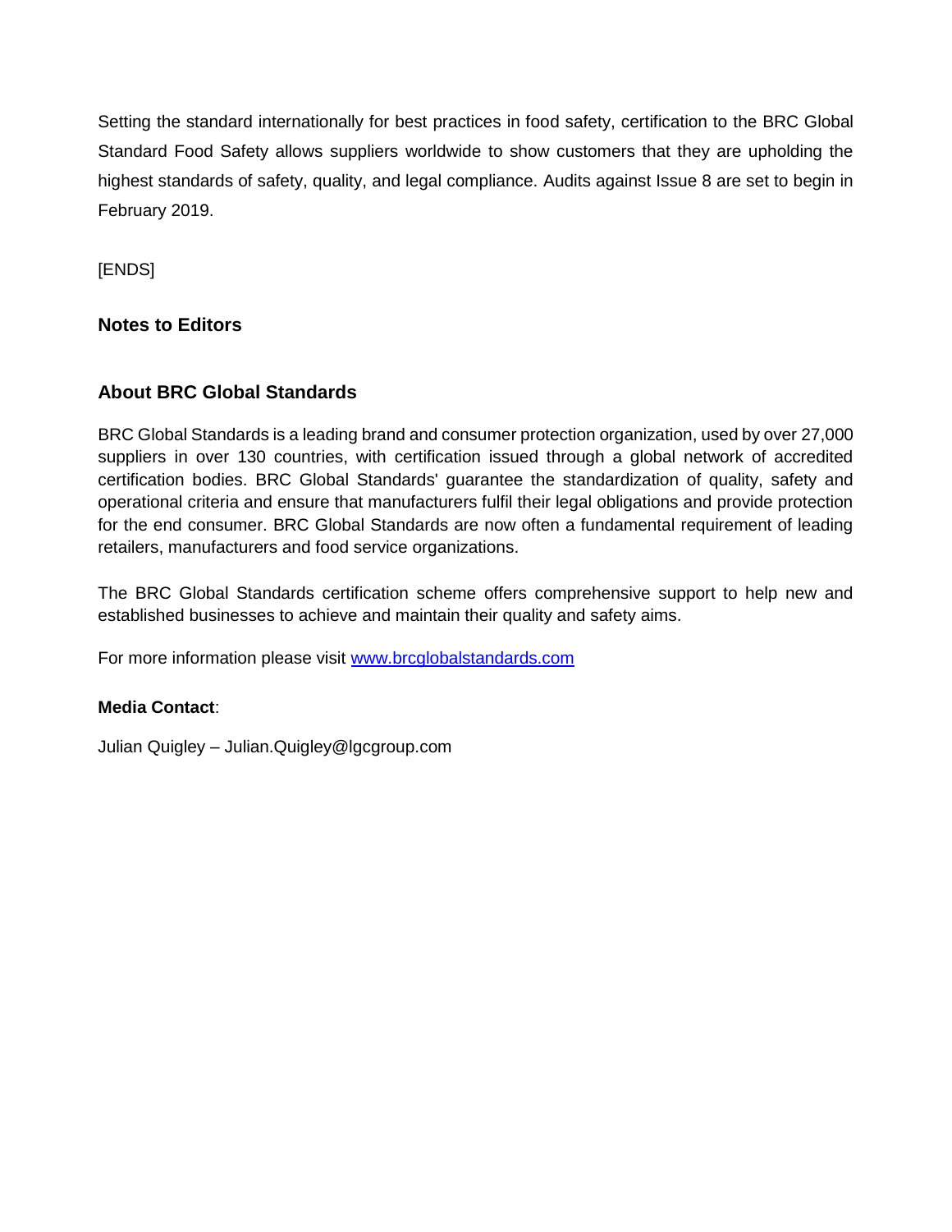Setting the standard internationally for best practices in food safety, certification to the BRC Global Standard Food Safety allows suppliers worldwide to show customers that they are upholding the highest standards of safety, quality, and legal compliance. Audits against Issue 8 are set to begin in February 2019.

[ENDS]

## Notes to Editors

## About BRC Global Standards

BRC Global Standards is a leading brand and consumer protection organization, used by over 27,000 suppliers in over 130 countries, with certification issued through a global network of accredited certification bodies. BRC Global Standards' guarantee the standardization of quality, safety and operational criteria and ensure that manufacturers fulfil their legal obligations and provide protection for the end consumer. BRC Global Standards are now often a fundamental requirement of leading retailers, manufacturers and food service organizations.

The BRC Global Standards certification scheme offers comprehensive support to help new and established businesses to achieve and maintain their quality and safety aims.

For more information please visit [www.brcglobalstandards.com](http://www.brcglobalstandards.com)

**Media Contact**:

Julian Quigley – Julian.Quigley@lgcgroup.com